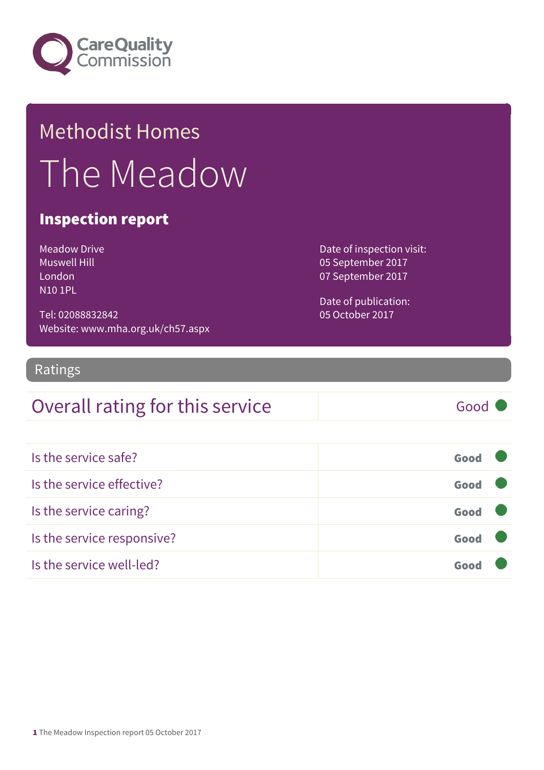Care Quality Commission

# Methodist Homes

# The Meadow

## Inspection report

Meadow Drive
Muswell Hill
London
N10 1PL

Tel: 02088832842
Website: www.mha.org.uk/ch57.aspx

Date of inspection visit:
05 September 2017
07 September 2017

Date of publication:
05 October 2017

## Ratings

| Overall rating for this service | Good |
|---|---|

| | |
|---|---|
| Is the service safe? | Good |
| Is the service effective? | Good |
| Is the service caring? | Good |
| Is the service responsive? | Good |
| Is the service well-led? | Good |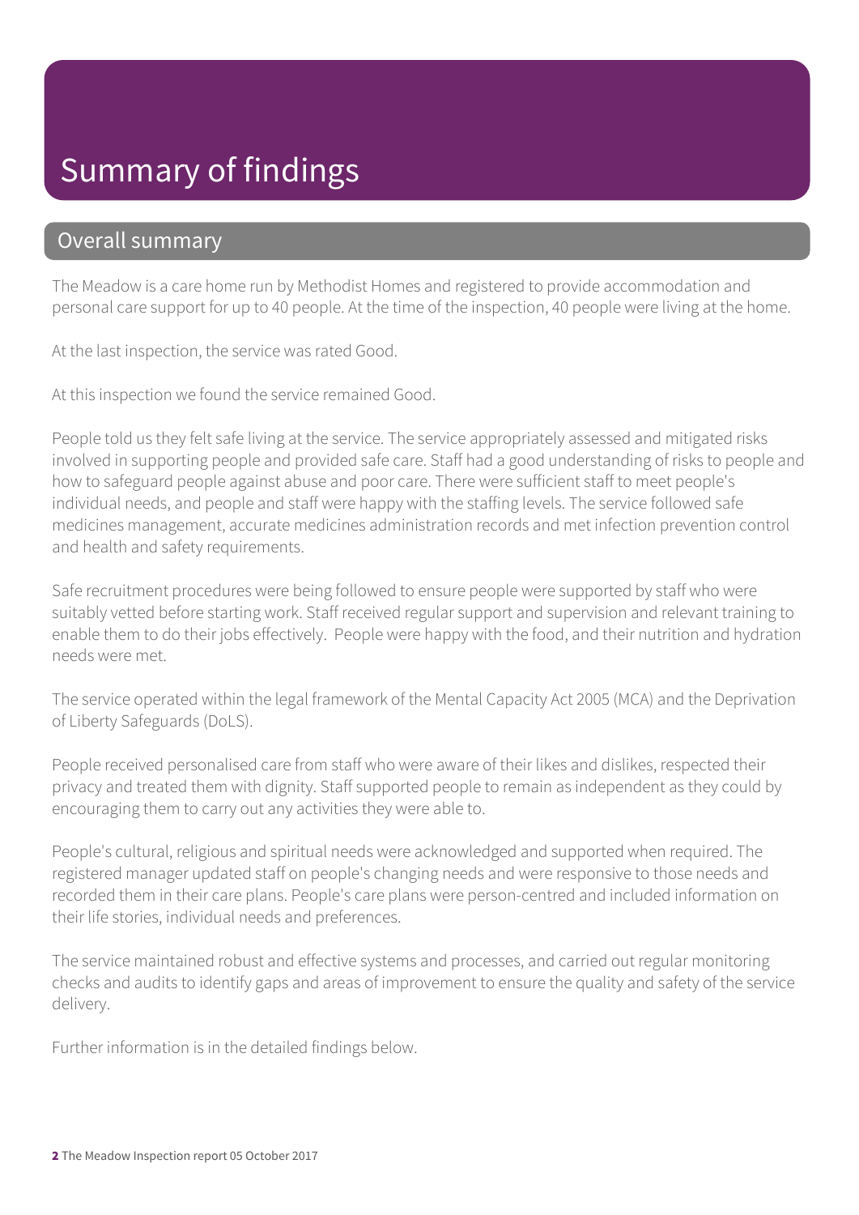# Summary of findings

## Overall summary

The Meadow is a care home run by Methodist Homes and registered to provide accommodation and personal care support for up to 40 people. At the time of the inspection, 40 people were living at the home.

At the last inspection, the service was rated Good.

At this inspection we found the service remained Good.

People told us they felt safe living at the service. The service appropriately assessed and mitigated risks involved in supporting people and provided safe care. Staff had a good understanding of risks to people and how to safeguard people against abuse and poor care. There were sufficient staff to meet people's individual needs, and people and staff were happy with the staffing levels. The service followed safe medicines management, accurate medicines administration records and met infection prevention control and health and safety requirements.

Safe recruitment procedures were being followed to ensure people were supported by staff who were suitably vetted before starting work. Staff received regular support and supervision and relevant training to enable them to do their jobs effectively. People were happy with the food, and their nutrition and hydration needs were met.

The service operated within the legal framework of the Mental Capacity Act 2005 (MCA) and the Deprivation of Liberty Safeguards (DoLS).

People received personalised care from staff who were aware of their likes and dislikes, respected their privacy and treated them with dignity. Staff supported people to remain as independent as they could by encouraging them to carry out any activities they were able to.

People's cultural, religious and spiritual needs were acknowledged and supported when required. The registered manager updated staff on people's changing needs and were responsive to those needs and recorded them in their care plans. People's care plans were person-centred and included information on their life stories, individual needs and preferences.

The service maintained robust and effective systems and processes, and carried out regular monitoring checks and audits to identify gaps and areas of improvement to ensure the quality and safety of the service delivery.

Further information is in the detailed findings below.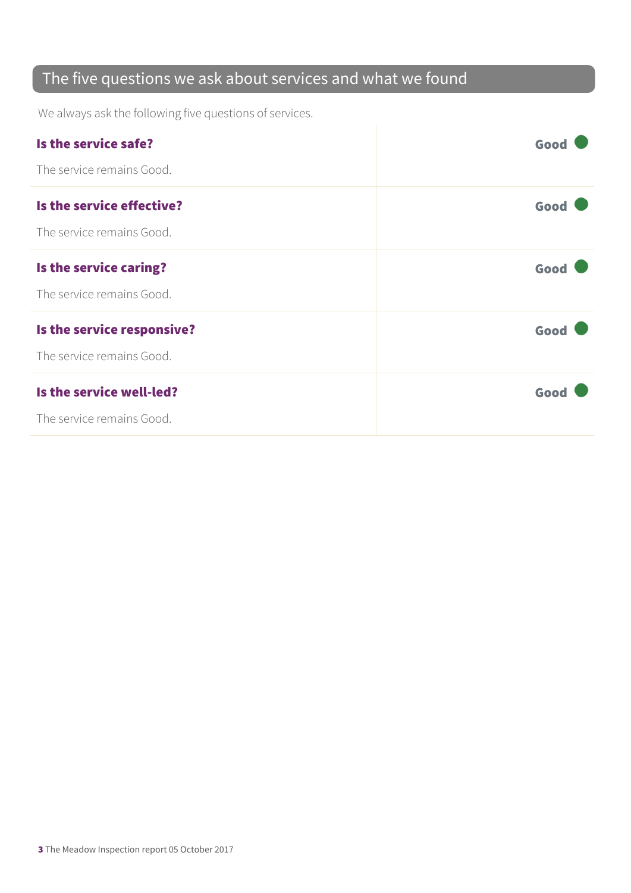## The five questions we ask about services and what we found

We always ask the following five questions of services.

| | |
|---|---|
| **Is the service safe?**<br>The service remains Good. | **Good** |
| **Is the service effective?**<br>The service remains Good. | **Good** |
| **Is the service caring?**<br>The service remains Good. | **Good** |
| **Is the service responsive?**<br>The service remains Good. | **Good** |
| **Is the service well-led?**<br>The service remains Good. | **Good** |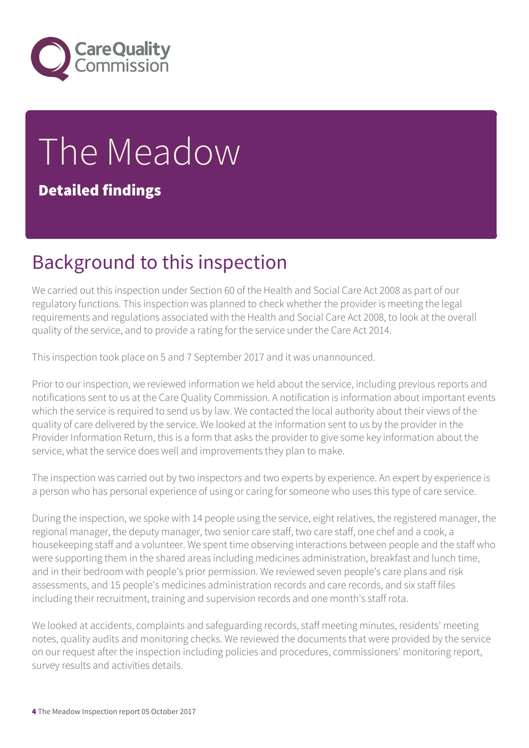# The Meadow

**Detailed findings**

## Background to this inspection

We carried out this inspection under Section 60 of the Health and Social Care Act 2008 as part of our regulatory functions. This inspection was planned to check whether the provider is meeting the legal requirements and regulations associated with the Health and Social Care Act 2008, to look at the overall quality of the service, and to provide a rating for the service under the Care Act 2014.

This inspection took place on 5 and 7 September 2017 and it was unannounced.

Prior to our inspection, we reviewed information we held about the service, including previous reports and notifications sent to us at the Care Quality Commission. A notification is information about important events which the service is required to send us by law. We contacted the local authority about their views of the quality of care delivered by the service. We looked at the information sent to us by the provider in the Provider Information Return, this is a form that asks the provider to give some key information about the service, what the service does well and improvements they plan to make.

The inspection was carried out by two inspectors and two experts by experience. An expert by experience is a person who has personal experience of using or caring for someone who uses this type of care service.

During the inspection, we spoke with 14 people using the service, eight relatives, the registered manager, the regional manager, the deputy manager, two senior care staff, two care staff, one chef and a cook, a housekeeping staff and a volunteer. We spent time observing interactions between people and the staff who were supporting them in the shared areas including medicines administration, breakfast and lunch time, and in their bedroom with people's prior permission. We reviewed seven people's care plans and risk assessments, and 15 people's medicines administration records and care records, and six staff files including their recruitment, training and supervision records and one month's staff rota.

We looked at accidents, complaints and safeguarding records, staff meeting minutes, residents' meeting notes, quality audits and monitoring checks. We reviewed the documents that were provided by the service on our request after the inspection including policies and procedures, commissioners' monitoring report, survey results and activities details.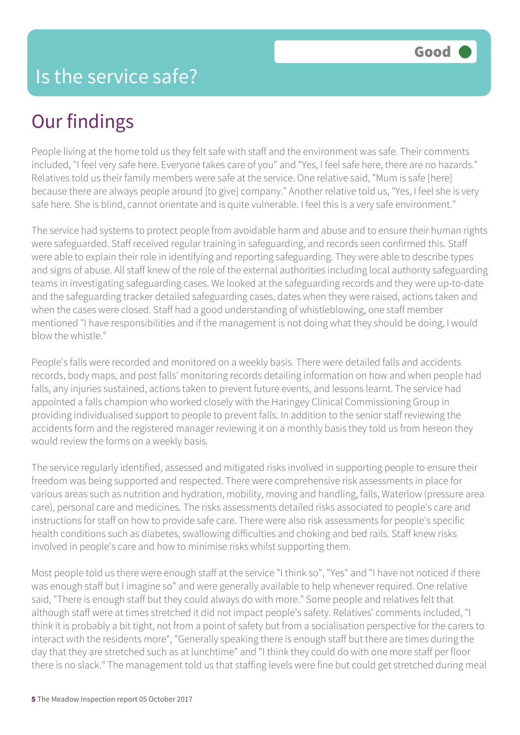# Is the service safe?

**Good**

## Our findings

People living at the home told us they felt safe with staff and the environment was safe. Their comments included, "I feel very safe here. Everyone takes care of you" and "Yes, I feel safe here, there are no hazards." Relatives told us their family members were safe at the service. One relative said, "Mum is safe [here] because there are always people around [to give] company." Another relative told us, "Yes, I feel she is very safe here. She is blind, cannot orientate and is quite vulnerable. I feel this is a very safe environment."

The service had systems to protect people from avoidable harm and abuse and to ensure their human rights were safeguarded. Staff received regular training in safeguarding, and records seen confirmed this. Staff were able to explain their role in identifying and reporting safeguarding. They were able to describe types and signs of abuse. All staff knew of the role of the external authorities including local authority safeguarding teams in investigating safeguarding cases. We looked at the safeguarding records and they were up-to-date and the safeguarding tracker detailed safeguarding cases, dates when they were raised, actions taken and when the cases were closed. Staff had a good understanding of whistleblowing, one staff member mentioned "I have responsibilities and if the management is not doing what they should be doing, I would blow the whistle."

People's falls were recorded and monitored on a weekly basis. There were detailed falls and accidents records, body maps, and post falls' monitoring records detailing information on how and when people had falls, any injuries sustained, actions taken to prevent future events, and lessons learnt. The service had appointed a falls champion who worked closely with the Haringey Clinical Commissioning Group in providing individualised support to people to prevent falls. In addition to the senior staff reviewing the accidents form and the registered manager reviewing it on a monthly basis they told us from hereon they would review the forms on a weekly basis.

The service regularly identified, assessed and mitigated risks involved in supporting people to ensure their freedom was being supported and respected. There were comprehensive risk assessments in place for various areas such as nutrition and hydration, mobility, moving and handling, falls, Waterlow (pressure area care), personal care and medicines. The risks assessments detailed risks associated to people's care and instructions for staff on how to provide safe care. There were also risk assessments for people's specific health conditions such as diabetes, swallowing difficulties and choking and bed rails. Staff knew risks involved in people's care and how to minimise risks whilst supporting them.

Most people told us there were enough staff at the service "I think so", "Yes" and "I have not noticed if there was enough staff but I imagine so" and were generally available to help whenever required. One relative said, "There is enough staff but they could always do with more." Some people and relatives felt that although staff were at times stretched it did not impact people's safety. Relatives' comments included, "I think it is probably a bit tight, not from a point of safety but from a socialisation perspective for the carers to interact with the residents more", "Generally speaking there is enough staff but there are times during the day that they are stretched such as at lunchtime" and "I think they could do with one more staff per floor there is no slack." The management told us that staffing levels were fine but could get stretched during meal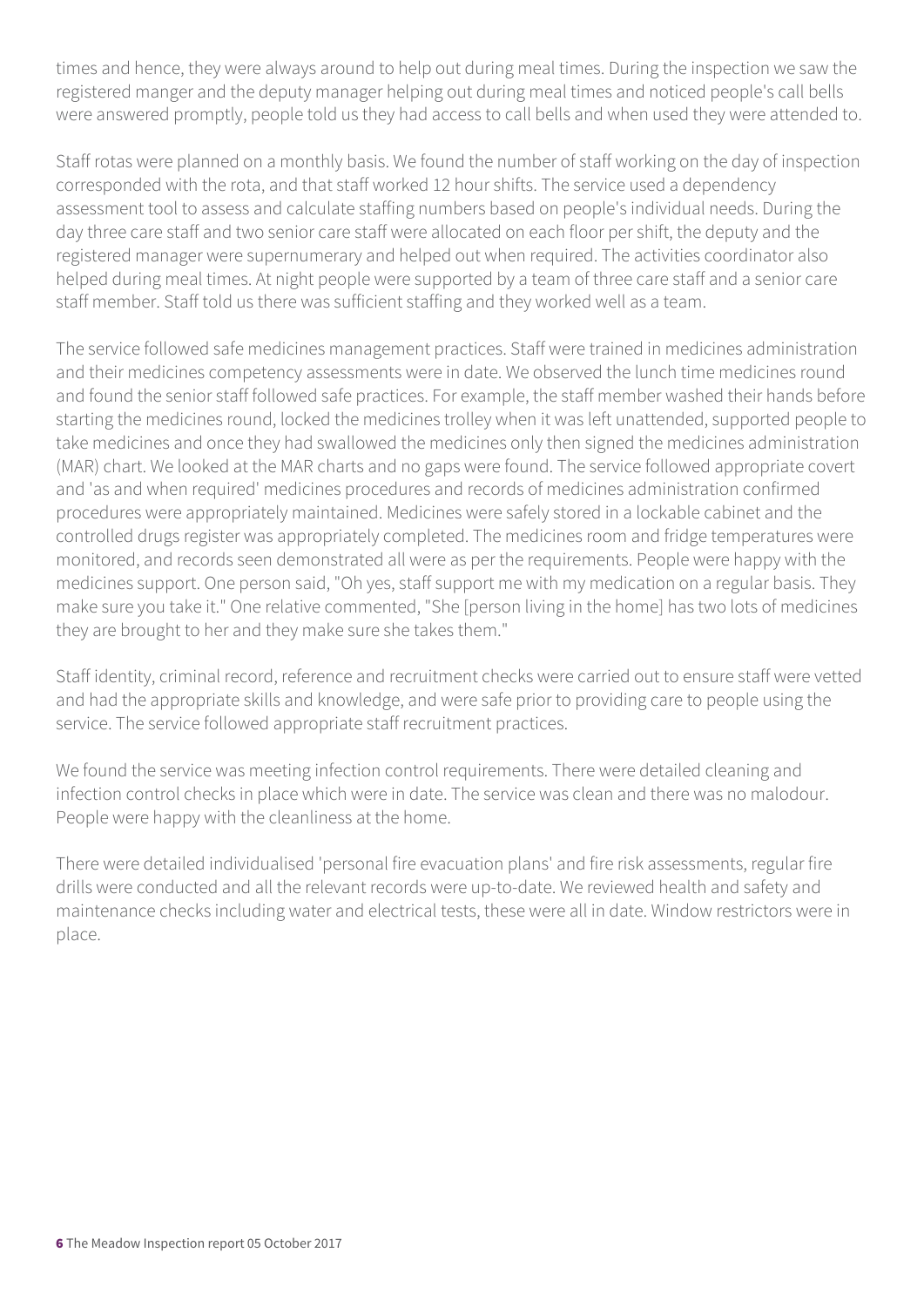times and hence, they were always around to help out during meal times. During the inspection we saw the registered manger and the deputy manager helping out during meal times and noticed people's call bells were answered promptly, people told us they had access to call bells and when used they were attended to.

Staff rotas were planned on a monthly basis. We found the number of staff working on the day of inspection corresponded with the rota, and that staff worked 12 hour shifts. The service used a dependency assessment tool to assess and calculate staffing numbers based on people's individual needs. During the day three care staff and two senior care staff were allocated on each floor per shift, the deputy and the registered manager were supernumerary and helped out when required. The activities coordinator also helped during meal times. At night people were supported by a team of three care staff and a senior care staff member. Staff told us there was sufficient staffing and they worked well as a team.

The service followed safe medicines management practices. Staff were trained in medicines administration and their medicines competency assessments were in date. We observed the lunch time medicines round and found the senior staff followed safe practices. For example, the staff member washed their hands before starting the medicines round, locked the medicines trolley when it was left unattended, supported people to take medicines and once they had swallowed the medicines only then signed the medicines administration (MAR) chart. We looked at the MAR charts and no gaps were found. The service followed appropriate covert and 'as and when required' medicines procedures and records of medicines administration confirmed procedures were appropriately maintained. Medicines were safely stored in a lockable cabinet and the controlled drugs register was appropriately completed. The medicines room and fridge temperatures were monitored, and records seen demonstrated all were as per the requirements. People were happy with the medicines support. One person said, "Oh yes, staff support me with my medication on a regular basis. They make sure you take it." One relative commented, "She [person living in the home] has two lots of medicines they are brought to her and they make sure she takes them."

Staff identity, criminal record, reference and recruitment checks were carried out to ensure staff were vetted and had the appropriate skills and knowledge, and were safe prior to providing care to people using the service. The service followed appropriate staff recruitment practices.

We found the service was meeting infection control requirements. There were detailed cleaning and infection control checks in place which were in date. The service was clean and there was no malodour. People were happy with the cleanliness at the home.

There were detailed individualised 'personal fire evacuation plans' and fire risk assessments, regular fire drills were conducted and all the relevant records were up-to-date. We reviewed health and safety and maintenance checks including water and electrical tests, these were all in date. Window restrictors were in place.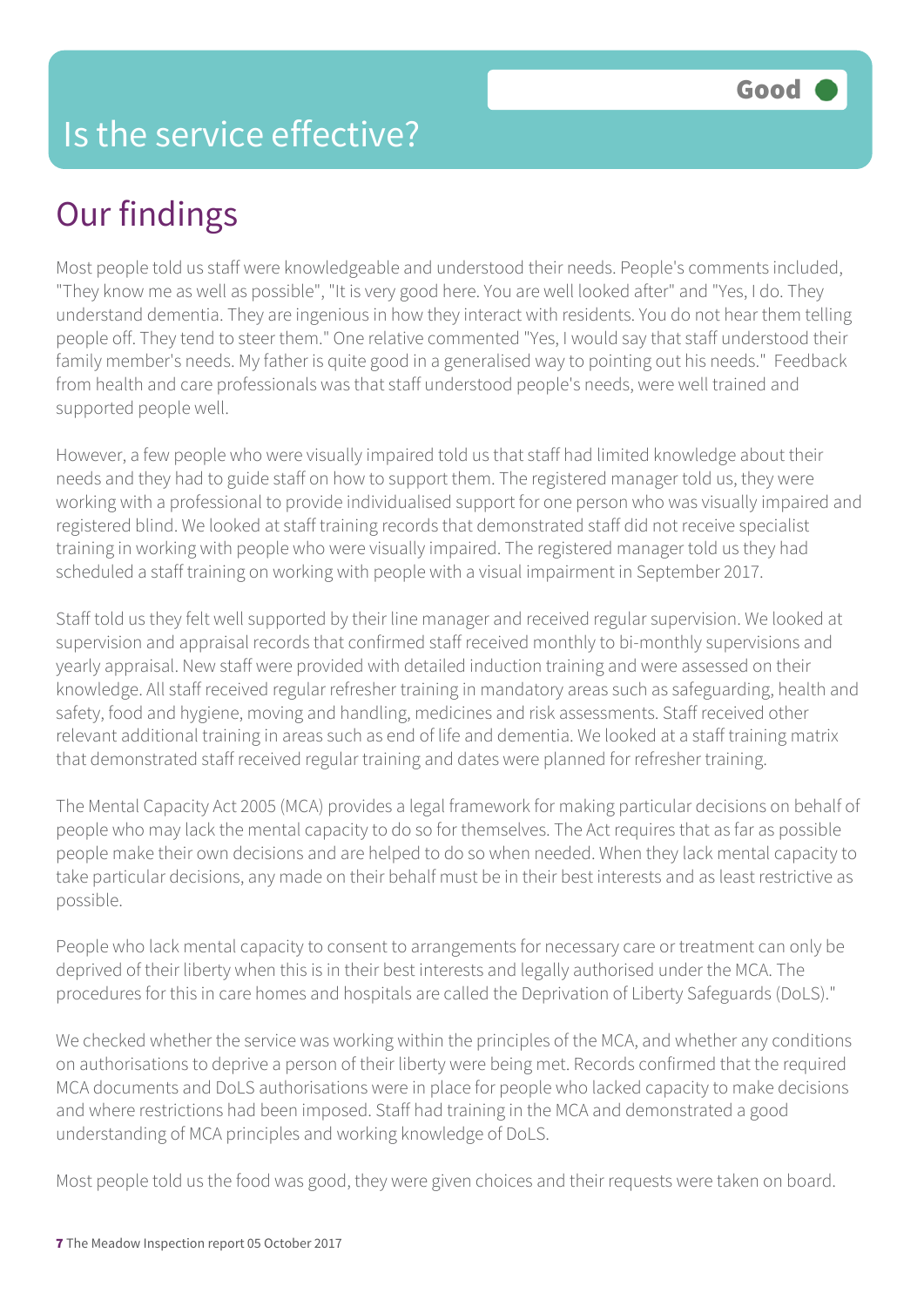# Is the service effective?

Good

## Our findings

Most people told us staff were knowledgeable and understood their needs. People's comments included, "They know me as well as possible", "It is very good here. You are well looked after" and "Yes, I do. They understand dementia. They are ingenious in how they interact with residents. You do not hear them telling people off. They tend to steer them." One relative commented "Yes, I would say that staff understood their family member's needs. My father is quite good in a generalised way to pointing out his needs." Feedback from health and care professionals was that staff understood people's needs, were well trained and supported people well.

However, a few people who were visually impaired told us that staff had limited knowledge about their needs and they had to guide staff on how to support them. The registered manager told us, they were working with a professional to provide individualised support for one person who was visually impaired and registered blind. We looked at staff training records that demonstrated staff did not receive specialist training in working with people who were visually impaired. The registered manager told us they had scheduled a staff training on working with people with a visual impairment in September 2017.

Staff told us they felt well supported by their line manager and received regular supervision. We looked at supervision and appraisal records that confirmed staff received monthly to bi-monthly supervisions and yearly appraisal. New staff were provided with detailed induction training and were assessed on their knowledge. All staff received regular refresher training in mandatory areas such as safeguarding, health and safety, food and hygiene, moving and handling, medicines and risk assessments. Staff received other relevant additional training in areas such as end of life and dementia. We looked at a staff training matrix that demonstrated staff received regular training and dates were planned for refresher training.

The Mental Capacity Act 2005 (MCA) provides a legal framework for making particular decisions on behalf of people who may lack the mental capacity to do so for themselves. The Act requires that as far as possible people make their own decisions and are helped to do so when needed. When they lack mental capacity to take particular decisions, any made on their behalf must be in their best interests and as least restrictive as possible.

People who lack mental capacity to consent to arrangements for necessary care or treatment can only be deprived of their liberty when this is in their best interests and legally authorised under the MCA. The procedures for this in care homes and hospitals are called the Deprivation of Liberty Safeguards (DoLS)."

We checked whether the service was working within the principles of the MCA, and whether any conditions on authorisations to deprive a person of their liberty were being met. Records confirmed that the required MCA documents and DoLS authorisations were in place for people who lacked capacity to make decisions and where restrictions had been imposed. Staff had training in the MCA and demonstrated a good understanding of MCA principles and working knowledge of DoLS.

Most people told us the food was good, they were given choices and their requests were taken on board.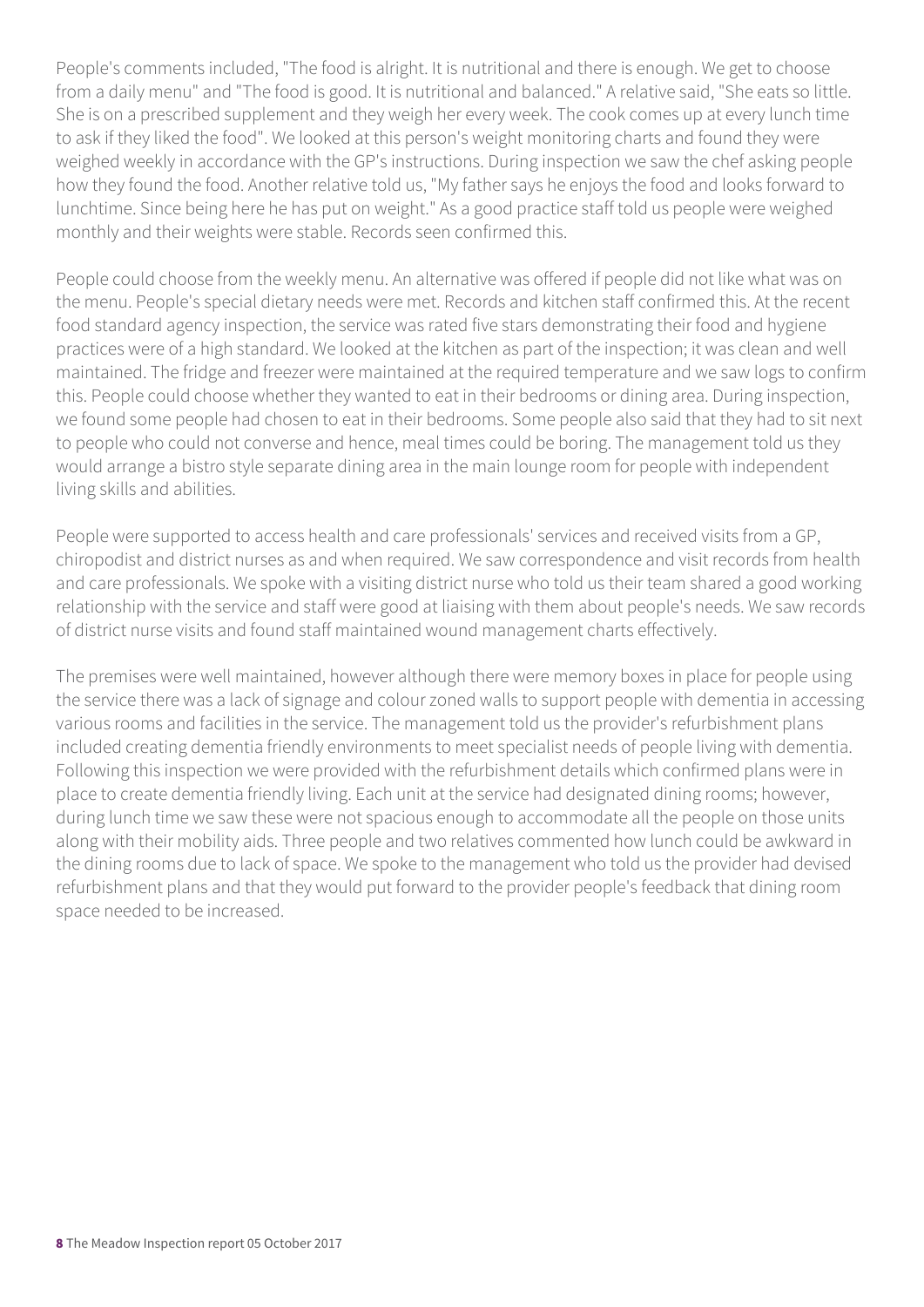People's comments included, "The food is alright. It is nutritional and there is enough. We get to choose from a daily menu" and "The food is good. It is nutritional and balanced." A relative said, "She eats so little. She is on a prescribed supplement and they weigh her every week. The cook comes up at every lunch time to ask if they liked the food". We looked at this person's weight monitoring charts and found they were weighed weekly in accordance with the GP's instructions. During inspection we saw the chef asking people how they found the food. Another relative told us, "My father says he enjoys the food and looks forward to lunchtime. Since being here he has put on weight." As a good practice staff told us people were weighed monthly and their weights were stable. Records seen confirmed this.

People could choose from the weekly menu. An alternative was offered if people did not like what was on the menu. People's special dietary needs were met. Records and kitchen staff confirmed this. At the recent food standard agency inspection, the service was rated five stars demonstrating their food and hygiene practices were of a high standard. We looked at the kitchen as part of the inspection; it was clean and well maintained. The fridge and freezer were maintained at the required temperature and we saw logs to confirm this. People could choose whether they wanted to eat in their bedrooms or dining area. During inspection, we found some people had chosen to eat in their bedrooms. Some people also said that they had to sit next to people who could not converse and hence, meal times could be boring. The management told us they would arrange a bistro style separate dining area in the main lounge room for people with independent living skills and abilities.

People were supported to access health and care professionals' services and received visits from a GP, chiropodist and district nurses as and when required. We saw correspondence and visit records from health and care professionals. We spoke with a visiting district nurse who told us their team shared a good working relationship with the service and staff were good at liaising with them about people's needs. We saw records of district nurse visits and found staff maintained wound management charts effectively.

The premises were well maintained, however although there were memory boxes in place for people using the service there was a lack of signage and colour zoned walls to support people with dementia in accessing various rooms and facilities in the service. The management told us the provider's refurbishment plans included creating dementia friendly environments to meet specialist needs of people living with dementia. Following this inspection we were provided with the refurbishment details which confirmed plans were in place to create dementia friendly living. Each unit at the service had designated dining rooms; however, during lunch time we saw these were not spacious enough to accommodate all the people on those units along with their mobility aids. Three people and two relatives commented how lunch could be awkward in the dining rooms due to lack of space. We spoke to the management who told us the provider had devised refurbishment plans and that they would put forward to the provider people's feedback that dining room space needed to be increased.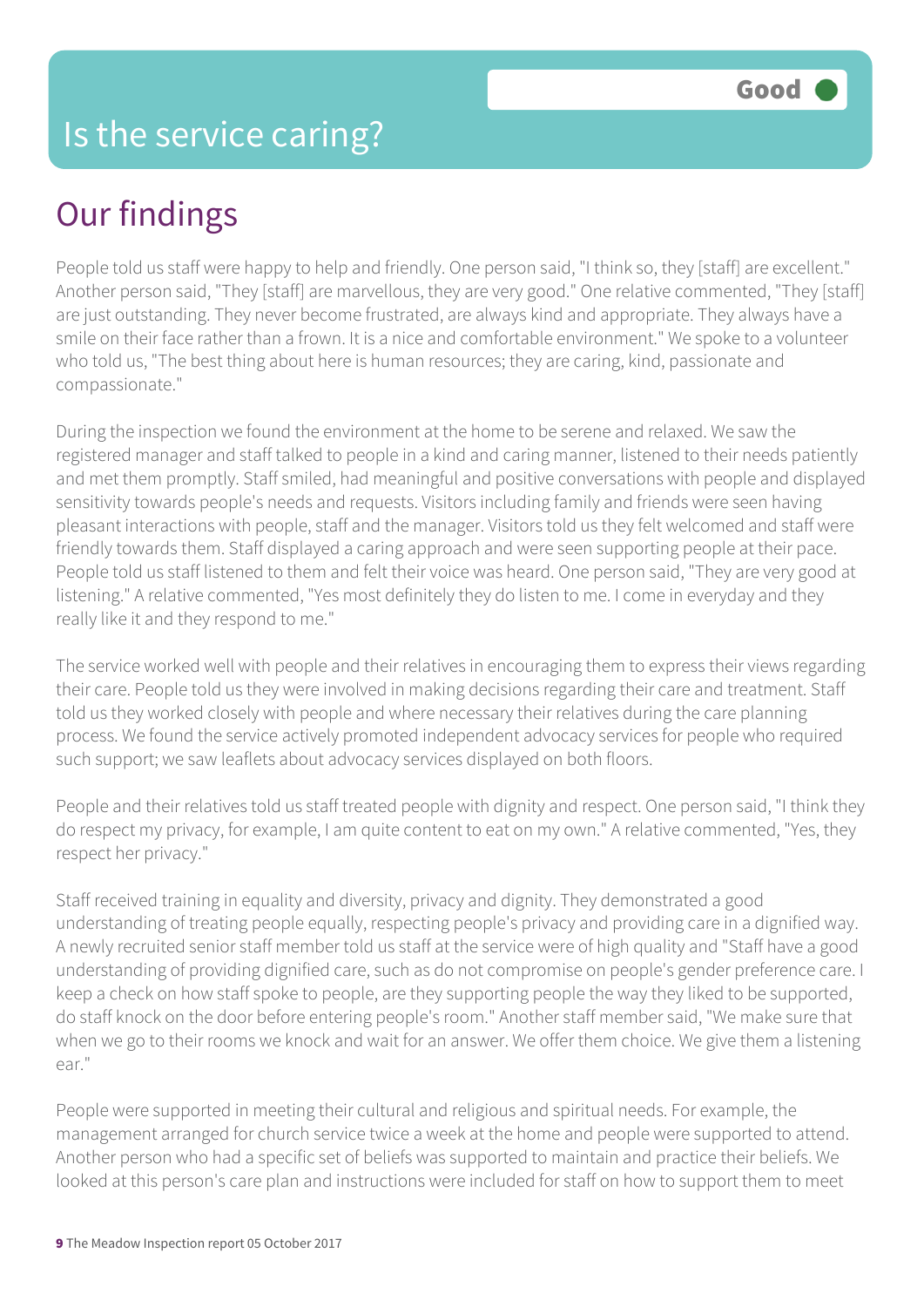# Is the service caring?

**Good**

## Our findings

People told us staff were happy to help and friendly. One person said, "I think so, they [staff] are excellent." Another person said, "They [staff] are marvellous, they are very good." One relative commented, "They [staff] are just outstanding. They never become frustrated, are always kind and appropriate. They always have a smile on their face rather than a frown. It is a nice and comfortable environment." We spoke to a volunteer who told us, "The best thing about here is human resources; they are caring, kind, passionate and compassionate."

During the inspection we found the environment at the home to be serene and relaxed. We saw the registered manager and staff talked to people in a kind and caring manner, listened to their needs patiently and met them promptly. Staff smiled, had meaningful and positive conversations with people and displayed sensitivity towards people's needs and requests. Visitors including family and friends were seen having pleasant interactions with people, staff and the manager. Visitors told us they felt welcomed and staff were friendly towards them. Staff displayed a caring approach and were seen supporting people at their pace. People told us staff listened to them and felt their voice was heard. One person said, "They are very good at listening." A relative commented, "Yes most definitely they do listen to me. I come in everyday and they really like it and they respond to me."

The service worked well with people and their relatives in encouraging them to express their views regarding their care. People told us they were involved in making decisions regarding their care and treatment. Staff told us they worked closely with people and where necessary their relatives during the care planning process. We found the service actively promoted independent advocacy services for people who required such support; we saw leaflets about advocacy services displayed on both floors.

People and their relatives told us staff treated people with dignity and respect. One person said, "I think they do respect my privacy, for example, I am quite content to eat on my own." A relative commented, "Yes, they respect her privacy."

Staff received training in equality and diversity, privacy and dignity. They demonstrated a good understanding of treating people equally, respecting people's privacy and providing care in a dignified way. A newly recruited senior staff member told us staff at the service were of high quality and "Staff have a good understanding of providing dignified care, such as do not compromise on people's gender preference care. I keep a check on how staff spoke to people, are they supporting people the way they liked to be supported, do staff knock on the door before entering people's room." Another staff member said, "We make sure that when we go to their rooms we knock and wait for an answer. We offer them choice. We give them a listening ear."

People were supported in meeting their cultural and religious and spiritual needs. For example, the management arranged for church service twice a week at the home and people were supported to attend. Another person who had a specific set of beliefs was supported to maintain and practice their beliefs. We looked at this person's care plan and instructions were included for staff on how to support them to meet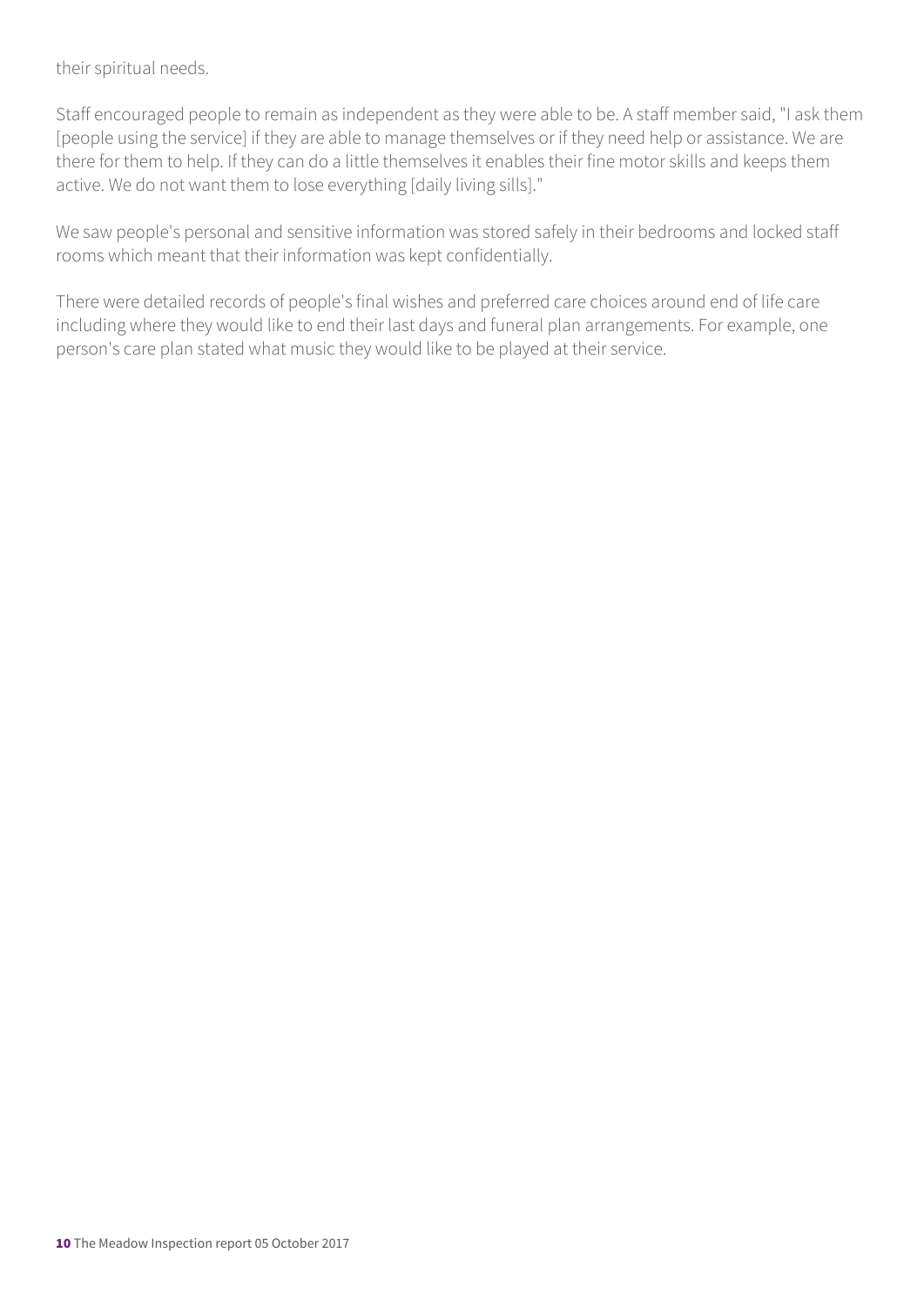their spiritual needs.

Staff encouraged people to remain as independent as they were able to be. A staff member said, "I ask them [people using the service] if they are able to manage themselves or if they need help or assistance. We are there for them to help. If they can do a little themselves it enables their fine motor skills and keeps them active. We do not want them to lose everything [daily living sills]."

We saw people's personal and sensitive information was stored safely in their bedrooms and locked staff rooms which meant that their information was kept confidentially.

There were detailed records of people's final wishes and preferred care choices around end of life care including where they would like to end their last days and funeral plan arrangements. For example, one person's care plan stated what music they would like to be played at their service.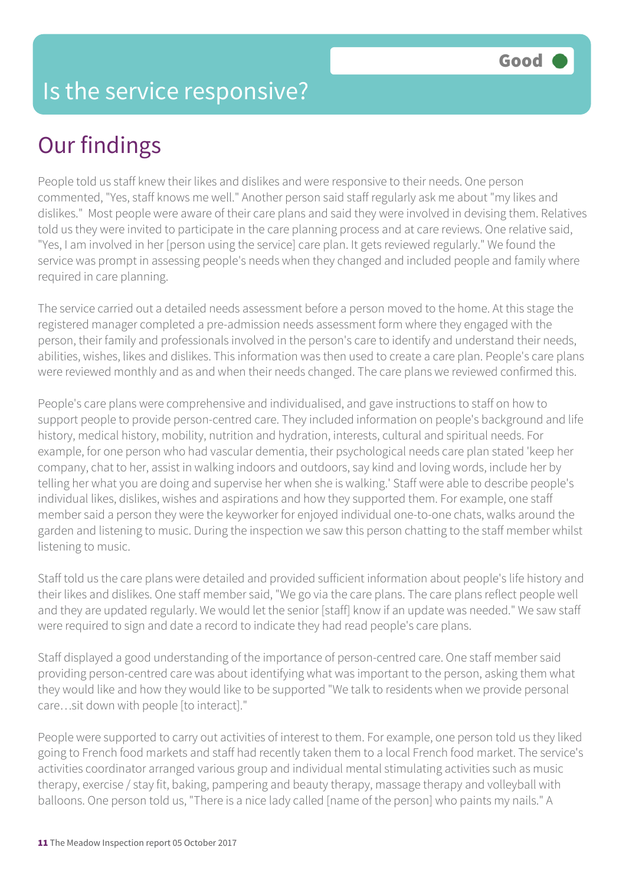# Is the service responsive?

Good

## Our findings

People told us staff knew their likes and dislikes and were responsive to their needs. One person commented, "Yes, staff knows me well." Another person said staff regularly ask me about "my likes and dislikes." Most people were aware of their care plans and said they were involved in devising them. Relatives told us they were invited to participate in the care planning process and at care reviews. One relative said, "Yes, I am involved in her [person using the service] care plan. It gets reviewed regularly." We found the service was prompt in assessing people's needs when they changed and included people and family where required in care planning.

The service carried out a detailed needs assessment before a person moved to the home. At this stage the registered manager completed a pre-admission needs assessment form where they engaged with the person, their family and professionals involved in the person's care to identify and understand their needs, abilities, wishes, likes and dislikes. This information was then used to create a care plan. People's care plans were reviewed monthly and as and when their needs changed. The care plans we reviewed confirmed this.

People's care plans were comprehensive and individualised, and gave instructions to staff on how to support people to provide person-centred care. They included information on people's background and life history, medical history, mobility, nutrition and hydration, interests, cultural and spiritual needs. For example, for one person who had vascular dementia, their psychological needs care plan stated 'keep her company, chat to her, assist in walking indoors and outdoors, say kind and loving words, include her by telling her what you are doing and supervise her when she is walking.' Staff were able to describe people's individual likes, dislikes, wishes and aspirations and how they supported them. For example, one staff member said a person they were the keyworker for enjoyed individual one-to-one chats, walks around the garden and listening to music. During the inspection we saw this person chatting to the staff member whilst listening to music.

Staff told us the care plans were detailed and provided sufficient information about people's life history and their likes and dislikes. One staff member said, "We go via the care plans. The care plans reflect people well and they are updated regularly. We would let the senior [staff] know if an update was needed." We saw staff were required to sign and date a record to indicate they had read people's care plans.

Staff displayed a good understanding of the importance of person-centred care. One staff member said providing person-centred care was about identifying what was important to the person, asking them what they would like and how they would like to be supported "We talk to residents when we provide personal care…sit down with people [to interact]."

People were supported to carry out activities of interest to them. For example, one person told us they liked going to French food markets and staff had recently taken them to a local French food market. The service's activities coordinator arranged various group and individual mental stimulating activities such as music therapy, exercise / stay fit, baking, pampering and beauty therapy, massage therapy and volleyball with balloons. One person told us, "There is a nice lady called [name of the person] who paints my nails." A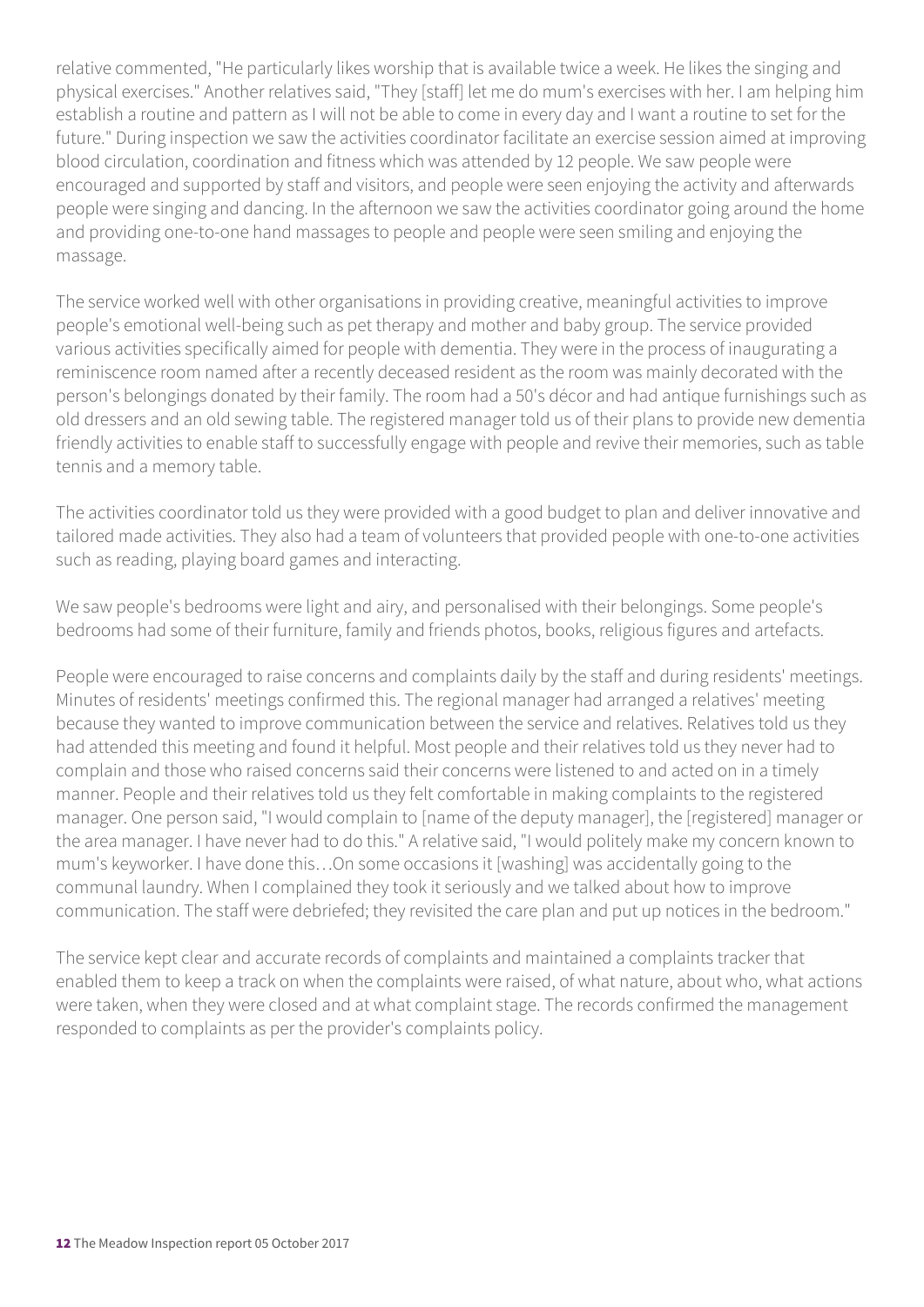relative commented, "He particularly likes worship that is available twice a week. He likes the singing and physical exercises." Another relatives said, "They [staff] let me do mum's exercises with her. I am helping him establish a routine and pattern as I will not be able to come in every day and I want a routine to set for the future." During inspection we saw the activities coordinator facilitate an exercise session aimed at improving blood circulation, coordination and fitness which was attended by 12 people. We saw people were encouraged and supported by staff and visitors, and people were seen enjoying the activity and afterwards people were singing and dancing. In the afternoon we saw the activities coordinator going around the home and providing one-to-one hand massages to people and people were seen smiling and enjoying the massage.

The service worked well with other organisations in providing creative, meaningful activities to improve people's emotional well-being such as pet therapy and mother and baby group. The service provided various activities specifically aimed for people with dementia. They were in the process of inaugurating a reminiscence room named after a recently deceased resident as the room was mainly decorated with the person's belongings donated by their family. The room had a 50's décor and had antique furnishings such as old dressers and an old sewing table. The registered manager told us of their plans to provide new dementia friendly activities to enable staff to successfully engage with people and revive their memories, such as table tennis and a memory table.

The activities coordinator told us they were provided with a good budget to plan and deliver innovative and tailored made activities. They also had a team of volunteers that provided people with one-to-one activities such as reading, playing board games and interacting.

We saw people's bedrooms were light and airy, and personalised with their belongings. Some people's bedrooms had some of their furniture, family and friends photos, books, religious figures and artefacts.

People were encouraged to raise concerns and complaints daily by the staff and during residents' meetings. Minutes of residents' meetings confirmed this. The regional manager had arranged a relatives' meeting because they wanted to improve communication between the service and relatives. Relatives told us they had attended this meeting and found it helpful. Most people and their relatives told us they never had to complain and those who raised concerns said their concerns were listened to and acted on in a timely manner. People and their relatives told us they felt comfortable in making complaints to the registered manager. One person said, "I would complain to [name of the deputy manager], the [registered] manager or the area manager. I have never had to do this." A relative said, "I would politely make my concern known to mum's keyworker. I have done this…On some occasions it [washing] was accidentally going to the communal laundry. When I complained they took it seriously and we talked about how to improve communication. The staff were debriefed; they revisited the care plan and put up notices in the bedroom."

The service kept clear and accurate records of complaints and maintained a complaints tracker that enabled them to keep a track on when the complaints were raised, of what nature, about who, what actions were taken, when they were closed and at what complaint stage. The records confirmed the management responded to complaints as per the provider's complaints policy.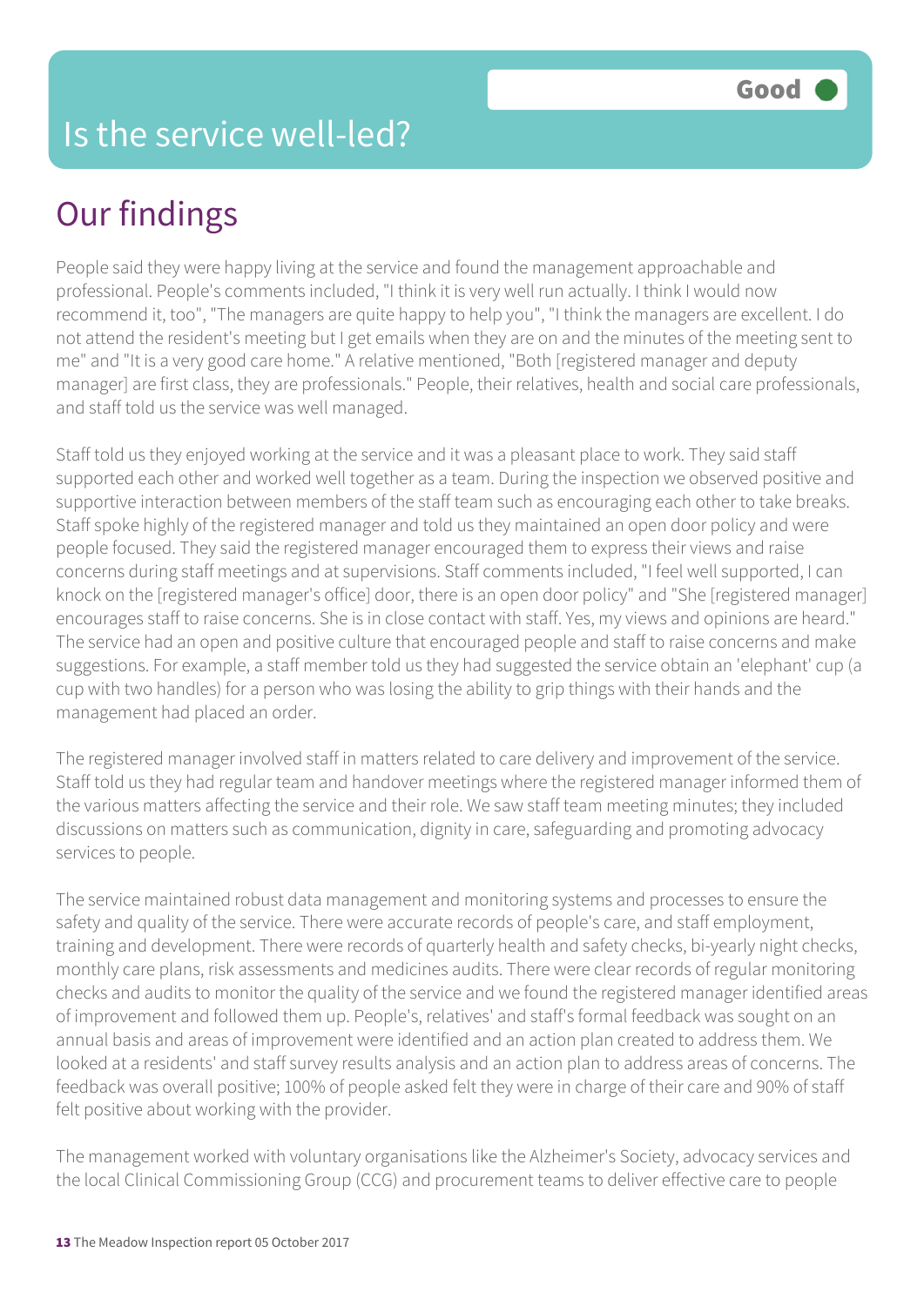# Is the service well-led?

**Good**

## Our findings

People said they were happy living at the service and found the management approachable and professional. People's comments included, "I think it is very well run actually. I think I would now recommend it, too", "The managers are quite happy to help you", "I think the managers are excellent. I do not attend the resident's meeting but I get emails when they are on and the minutes of the meeting sent to me" and "It is a very good care home." A relative mentioned, "Both [registered manager and deputy manager] are first class, they are professionals." People, their relatives, health and social care professionals, and staff told us the service was well managed.

Staff told us they enjoyed working at the service and it was a pleasant place to work. They said staff supported each other and worked well together as a team. During the inspection we observed positive and supportive interaction between members of the staff team such as encouraging each other to take breaks. Staff spoke highly of the registered manager and told us they maintained an open door policy and were people focused. They said the registered manager encouraged them to express their views and raise concerns during staff meetings and at supervisions. Staff comments included, "I feel well supported, I can knock on the [registered manager's office] door, there is an open door policy" and "She [registered manager] encourages staff to raise concerns. She is in close contact with staff. Yes, my views and opinions are heard." The service had an open and positive culture that encouraged people and staff to raise concerns and make suggestions. For example, a staff member told us they had suggested the service obtain an 'elephant' cup (a cup with two handles) for a person who was losing the ability to grip things with their hands and the management had placed an order.

The registered manager involved staff in matters related to care delivery and improvement of the service. Staff told us they had regular team and handover meetings where the registered manager informed them of the various matters affecting the service and their role. We saw staff team meeting minutes; they included discussions on matters such as communication, dignity in care, safeguarding and promoting advocacy services to people.

The service maintained robust data management and monitoring systems and processes to ensure the safety and quality of the service. There were accurate records of people's care, and staff employment, training and development. There were records of quarterly health and safety checks, bi-yearly night checks, monthly care plans, risk assessments and medicines audits. There were clear records of regular monitoring checks and audits to monitor the quality of the service and we found the registered manager identified areas of improvement and followed them up. People's, relatives' and staff's formal feedback was sought on an annual basis and areas of improvement were identified and an action plan created to address them. We looked at a residents' and staff survey results analysis and an action plan to address areas of concerns. The feedback was overall positive; 100% of people asked felt they were in charge of their care and 90% of staff felt positive about working with the provider.

The management worked with voluntary organisations like the Alzheimer's Society, advocacy services and the local Clinical Commissioning Group (CCG) and procurement teams to deliver effective care to people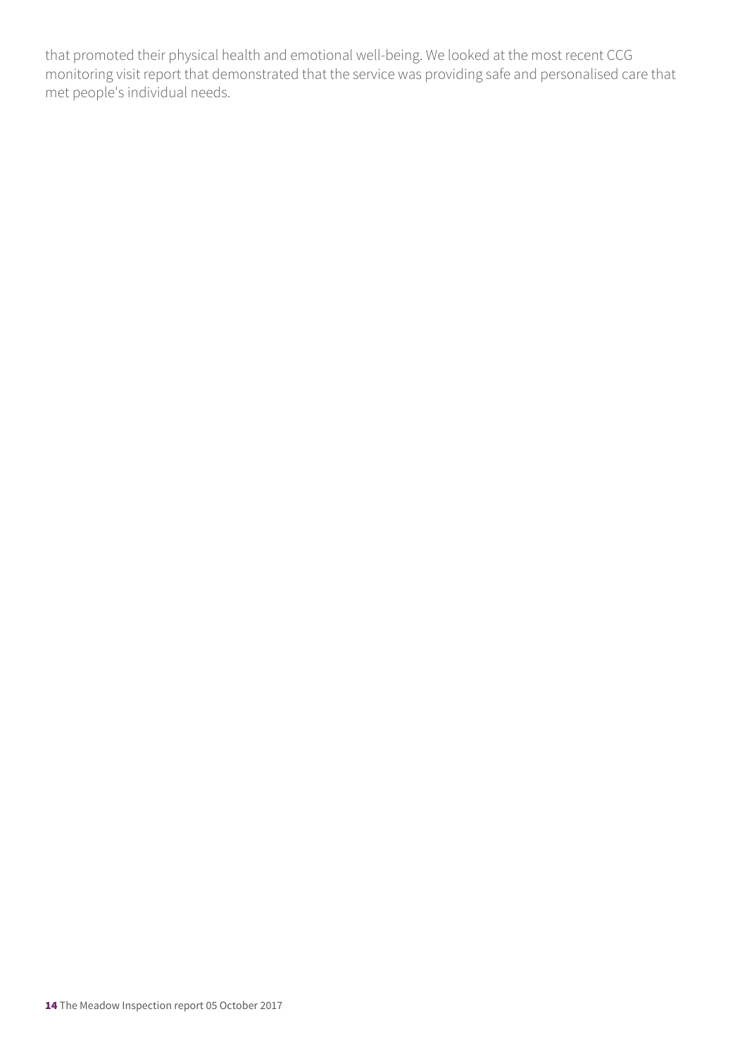that promoted their physical health and emotional well-being. We looked at the most recent CCG monitoring visit report that demonstrated that the service was providing safe and personalised care that met people's individual needs.